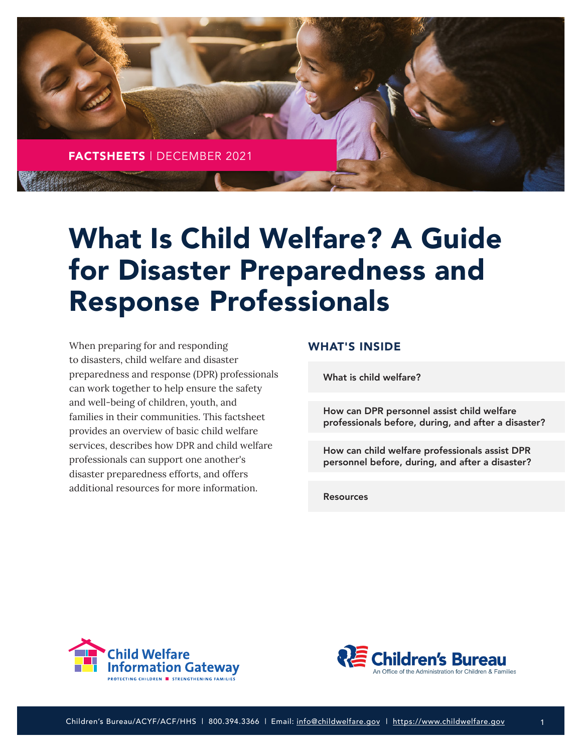FACTSHEETS | DECEMBER 2021

# What Is Child Welfare? A Guide for Disaster Preparedness and Response Professionals

When preparing for and responding to disasters, child welfare and disaster preparedness and response (DPR) professionals can work together to help ensure the safety and well-being of children, youth, and families in their communities. This factsheet provides an overview of basic child welfare services, describes how DPR and child welfare professionals can support one another's disaster preparedness efforts, and offers additional resources for more information.

## WHAT'S INSIDE

- What is child welfare?
- How can DPR personnel assist child welfare professionals before, during, and after a disaster?
- How can child welfare professionals assist DPR personnel before, during, and after a disaster?
- Resources

Child Welfare Information Gateway — PROTECTING CHILDREN ■ STRENGTHENING FAMILIES

Children's Bureau — An Office of the Administration for Children & Families

Children's Bureau/ACYF/ACF/HHS | 800.394.3366 | Email: info@childwelfare.gov | https://www.childwelfare.gov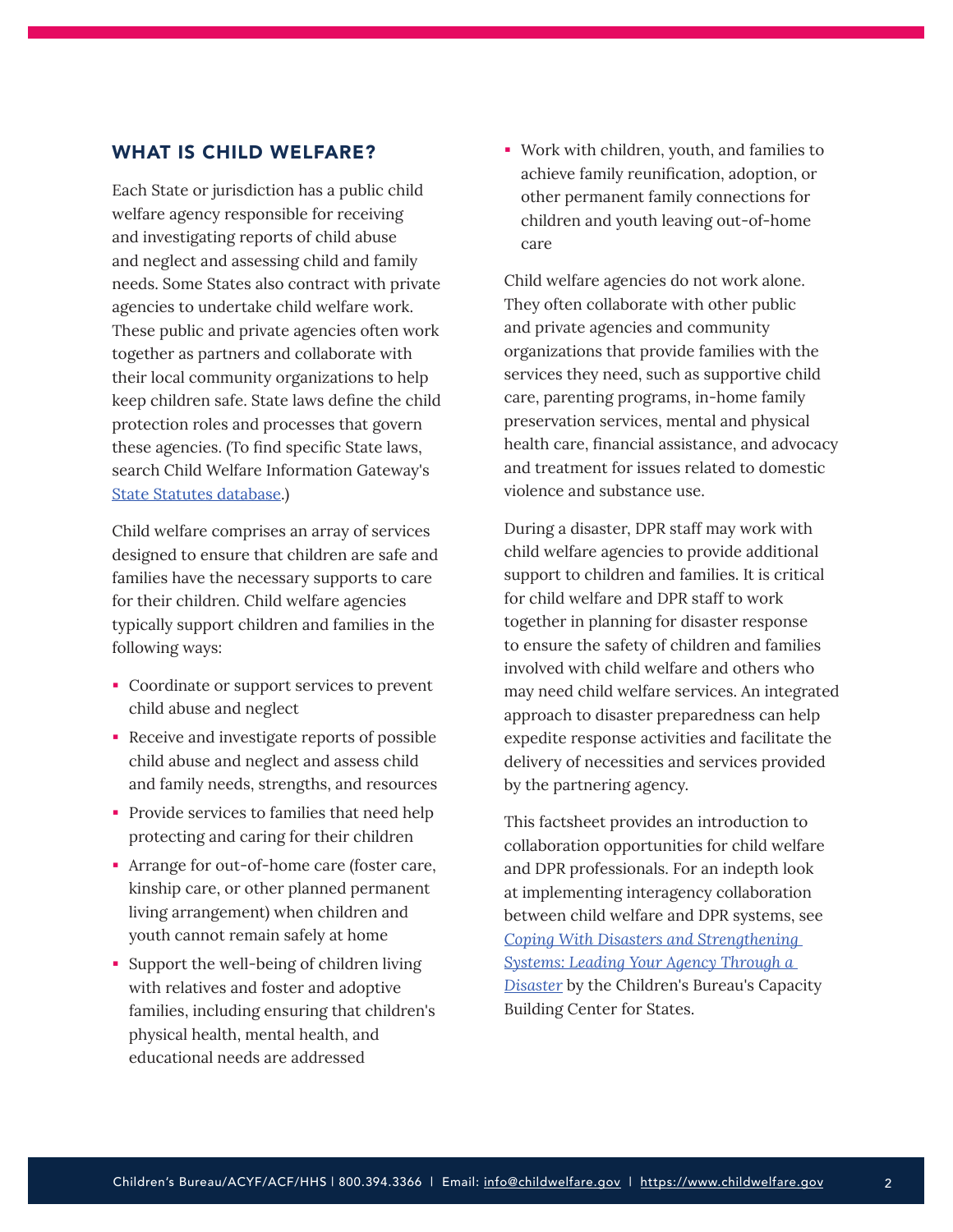## WHAT IS CHILD WELFARE?

Each State or jurisdiction has a public child welfare agency responsible for receiving and investigating reports of child abuse and neglect and assessing child and family needs. Some States also contract with private agencies to undertake child welfare work. These public and private agencies often work together as partners and collaborate with their local community organizations to help keep children safe. State laws define the child protection roles and processes that govern these agencies. (To find specific State laws, search Child Welfare Information Gateway's [State Statutes database](#).)

Child welfare comprises an array of services designed to ensure that children are safe and families have the necessary supports to care for their children. Child welfare agencies typically support children and families in the following ways:

- Coordinate or support services to prevent child abuse and neglect
- Receive and investigate reports of possible child abuse and neglect and assess child and family needs, strengths, and resources
- Provide services to families that need help protecting and caring for their children
- Arrange for out-of-home care (foster care, kinship care, or other planned permanent living arrangement) when children and youth cannot remain safely at home
- Support the well-being of children living with relatives and foster and adoptive families, including ensuring that children's physical health, mental health, and educational needs are addressed
- Work with children, youth, and families to achieve family reunification, adoption, or other permanent family connections for children and youth leaving out-of-home care

Child welfare agencies do not work alone. They often collaborate with other public and private agencies and community organizations that provide families with the services they need, such as supportive child care, parenting programs, in-home family preservation services, mental and physical health care, financial assistance, and advocacy and treatment for issues related to domestic violence and substance use.

During a disaster, DPR staff may work with child welfare agencies to provide additional support to children and families. It is critical for child welfare and DPR staff to work together in planning for disaster response to ensure the safety of children and families involved with child welfare and others who may need child welfare services. An integrated approach to disaster preparedness can help expedite response activities and facilitate the delivery of necessities and services provided by the partnering agency.

This factsheet provides an introduction to collaboration opportunities for child welfare and DPR professionals. For an indepth look at implementing interagency collaboration between child welfare and DPR systems, see *Coping With Disasters and Strengthening Systems: Leading Your Agency Through a Disaster* by the Children's Bureau's Capacity Building Center for States.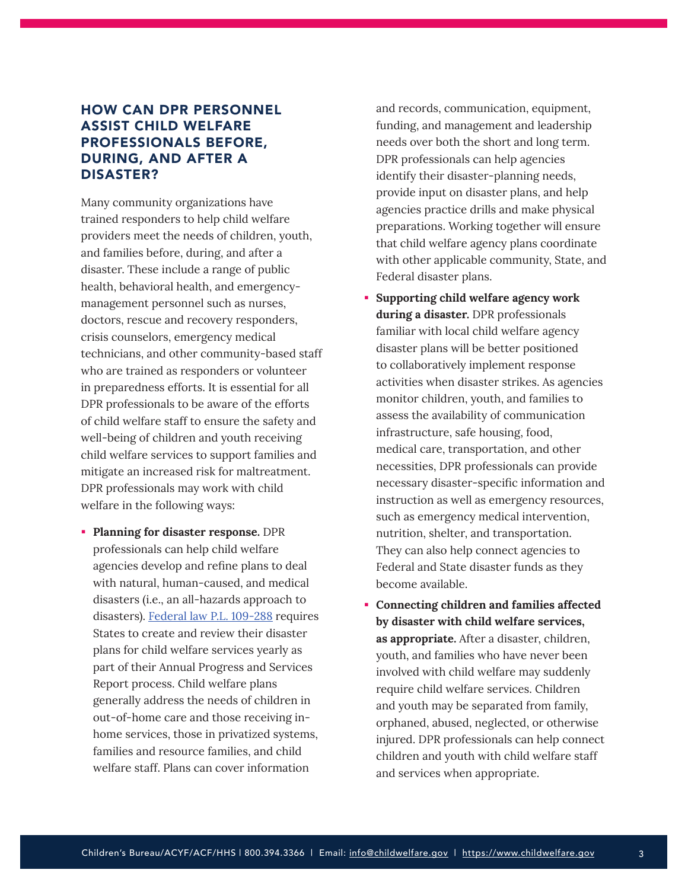## HOW CAN DPR PERSONNEL ASSIST CHILD WELFARE PROFESSIONALS BEFORE, DURING, AND AFTER A DISASTER?

Many community organizations have trained responders to help child welfare providers meet the needs of children, youth, and families before, during, and after a disaster. These include a range of public health, behavioral health, and emergency-management personnel such as nurses, doctors, rescue and recovery responders, crisis counselors, emergency medical technicians, and other community-based staff who are trained as responders or volunteer in preparedness efforts. It is essential for all DPR professionals to be aware of the efforts of child welfare staff to ensure the safety and well-being of children and youth receiving child welfare services to support families and mitigate an increased risk for maltreatment. DPR professionals may work with child welfare in the following ways:

- **Planning for disaster response.** DPR professionals can help child welfare agencies develop and refine plans to deal with natural, human-caused, and medical disasters (i.e., an all-hazards approach to disasters). Federal law P.L. 109-288 requires States to create and review their disaster plans for child welfare services yearly as part of their Annual Progress and Services Report process. Child welfare plans generally address the needs of children in out-of-home care and those receiving in-home services, those in privatized systems, families and resource families, and child welfare staff. Plans can cover information and records, communication, equipment, funding, and management and leadership needs over both the short and long term. DPR professionals can help agencies identify their disaster-planning needs, provide input on disaster plans, and help agencies practice drills and make physical preparations. Working together will ensure that child welfare agency plans coordinate with other applicable community, State, and Federal disaster plans.
- **Supporting child welfare agency work during a disaster.** DPR professionals familiar with local child welfare agency disaster plans will be better positioned to collaboratively implement response activities when disaster strikes. As agencies monitor children, youth, and families to assess the availability of communication infrastructure, safe housing, food, medical care, transportation, and other necessities, DPR professionals can provide necessary disaster-specific information and instruction as well as emergency resources, such as emergency medical intervention, nutrition, shelter, and transportation. They can also help connect agencies to Federal and State disaster funds as they become available.
- **Connecting children and families affected by disaster with child welfare services, as appropriate.** After a disaster, children, youth, and families who have never been involved with child welfare may suddenly require child welfare services. Children and youth may be separated from family, orphaned, abused, neglected, or otherwise injured. DPR professionals can help connect children and youth with child welfare staff and services when appropriate.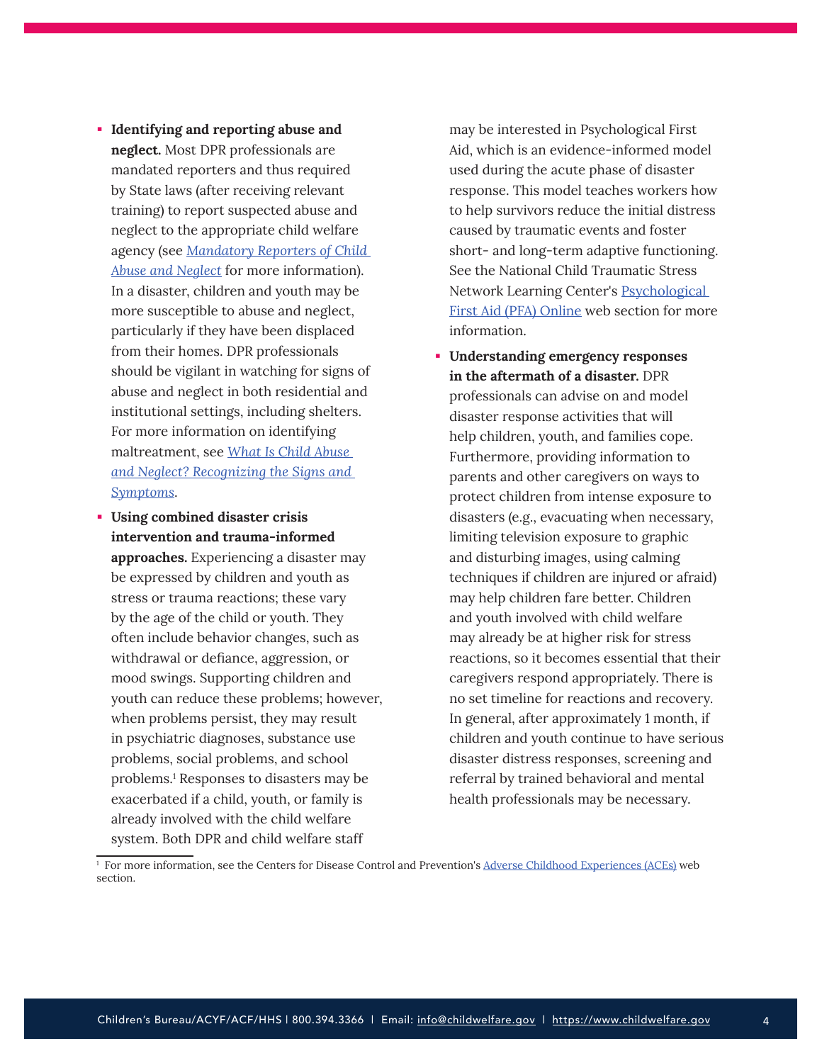- **Identifying and reporting abuse and neglect.** Most DPR professionals are mandated reporters and thus required by State laws (after receiving relevant training) to report suspected abuse and neglect to the appropriate child welfare agency (see *Mandatory Reporters of Child Abuse and Neglect* for more information). In a disaster, children and youth may be more susceptible to abuse and neglect, particularly if they have been displaced from their homes. DPR professionals should be vigilant in watching for signs of abuse and neglect in both residential and institutional settings, including shelters. For more information on identifying maltreatment, see *What Is Child Abuse and Neglect? Recognizing the Signs and Symptoms*.
- **Using combined disaster crisis intervention and trauma-informed approaches.** Experiencing a disaster may be expressed by children and youth as stress or trauma reactions; these vary by the age of the child or youth. They often include behavior changes, such as withdrawal or defiance, aggression, or mood swings. Supporting children and youth can reduce these problems; however, when problems persist, they may result in psychiatric diagnoses, substance use problems, social problems, and school problems.[1] Responses to disasters may be exacerbated if a child, youth, or family is already involved with the child welfare system. Both DPR and child welfare staff may be interested in Psychological First Aid, which is an evidence-informed model used during the acute phase of disaster response. This model teaches workers how to help survivors reduce the initial distress caused by traumatic events and foster short- and long-term adaptive functioning. See the National Child Traumatic Stress Network Learning Center's Psychological First Aid (PFA) Online web section for more information.
- **Understanding emergency responses in the aftermath of a disaster.** DPR professionals can advise on and model disaster response activities that will help children, youth, and families cope. Furthermore, providing information to parents and other caregivers on ways to protect children from intense exposure to disasters (e.g., evacuating when necessary, limiting television exposure to graphic and disturbing images, using calming techniques if children are injured or afraid) may help children fare better. Children and youth involved with child welfare may already be at higher risk for stress reactions, so it becomes essential that their caregivers respond appropriately. There is no set timeline for reactions and recovery. In general, after approximately 1 month, if children and youth continue to have serious disaster distress responses, screening and referral by trained behavioral and mental health professionals may be necessary.

[1] For more information, see the Centers for Disease Control and Prevention's Adverse Childhood Experiences (ACEs) web section.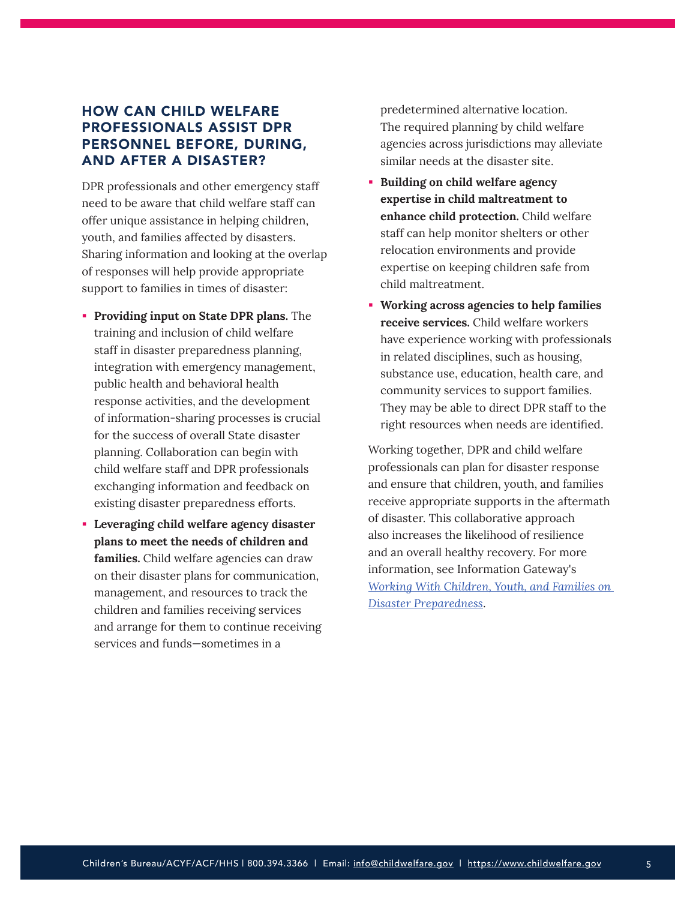## HOW CAN CHILD WELFARE PROFESSIONALS ASSIST DPR PERSONNEL BEFORE, DURING, AND AFTER A DISASTER?

DPR professionals and other emergency staff need to be aware that child welfare staff can offer unique assistance in helping children, youth, and families affected by disasters. Sharing information and looking at the overlap of responses will help provide appropriate support to families in times of disaster:

- **Providing input on State DPR plans.** The training and inclusion of child welfare staff in disaster preparedness planning, integration with emergency management, public health and behavioral health response activities, and the development of information-sharing processes is crucial for the success of overall State disaster planning. Collaboration can begin with child welfare staff and DPR professionals exchanging information and feedback on existing disaster preparedness efforts.
- **Leveraging child welfare agency disaster plans to meet the needs of children and families.** Child welfare agencies can draw on their disaster plans for communication, management, and resources to track the children and families receiving services and arrange for them to continue receiving services and funds—sometimes in a predetermined alternative location. The required planning by child welfare agencies across jurisdictions may alleviate similar needs at the disaster site.
- **Building on child welfare agency expertise in child maltreatment to enhance child protection.** Child welfare staff can help monitor shelters or other relocation environments and provide expertise on keeping children safe from child maltreatment.
- **Working across agencies to help families receive services.** Child welfare workers have experience working with professionals in related disciplines, such as housing, substance use, education, health care, and community services to support families. They may be able to direct DPR staff to the right resources when needs are identified.

Working together, DPR and child welfare professionals can plan for disaster response and ensure that children, youth, and families receive appropriate supports in the aftermath of disaster. This collaborative approach also increases the likelihood of resilience and an overall healthy recovery. For more information, see Information Gateway's *Working With Children, Youth, and Families on Disaster Preparedness*.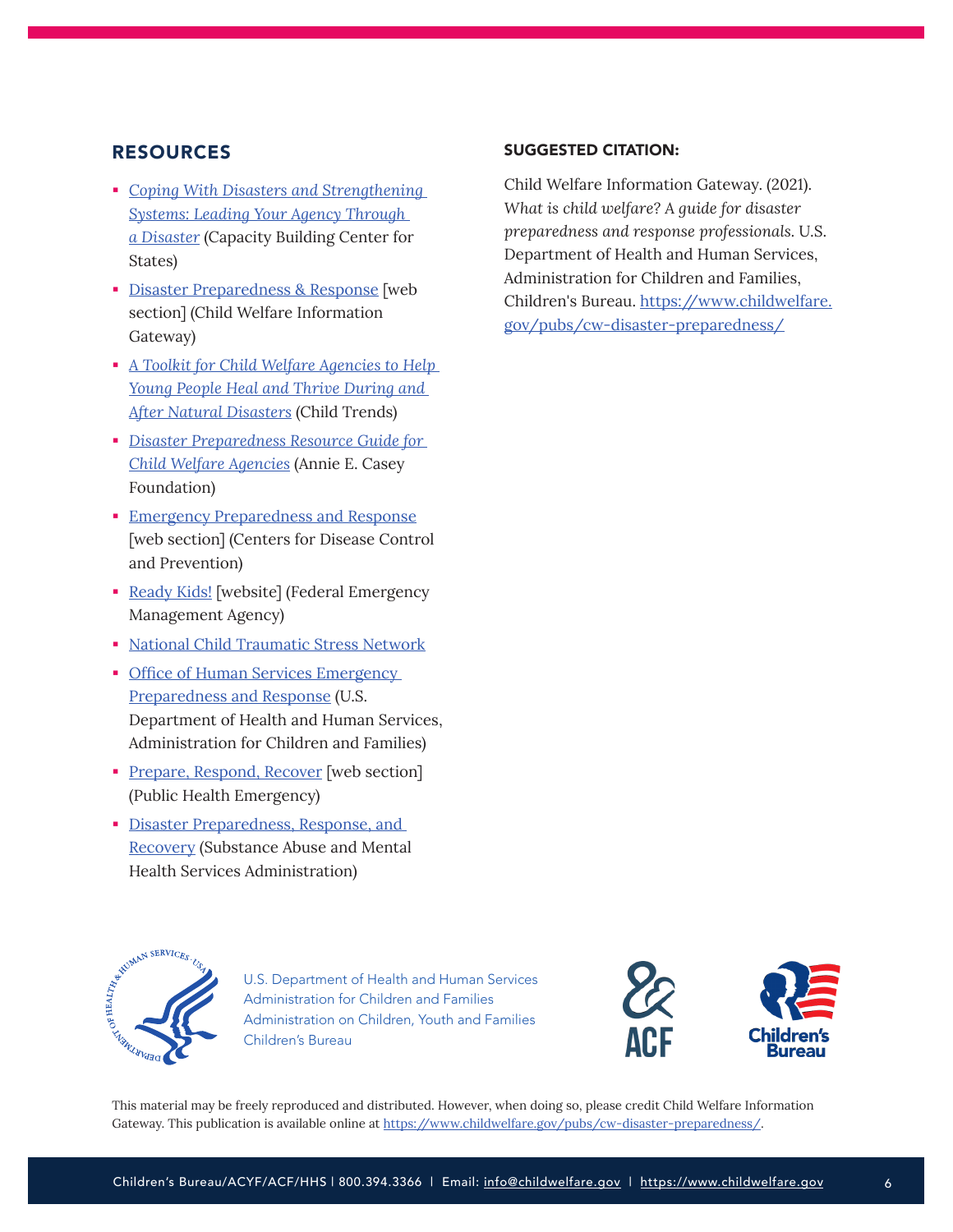## RESOURCES

- *Coping With Disasters and Strengthening Systems: Leading Your Agency Through a Disaster* (Capacity Building Center for States)
- Disaster Preparedness & Response [web section] (Child Welfare Information Gateway)
- *A Toolkit for Child Welfare Agencies to Help Young People Heal and Thrive During and After Natural Disasters* (Child Trends)
- *Disaster Preparedness Resource Guide for Child Welfare Agencies* (Annie E. Casey Foundation)
- Emergency Preparedness and Response [web section] (Centers for Disease Control and Prevention)
- Ready Kids! [website] (Federal Emergency Management Agency)
- National Child Traumatic Stress Network
- Office of Human Services Emergency Preparedness and Response (U.S. Department of Health and Human Services, Administration for Children and Families)
- Prepare, Respond, Recover [web section] (Public Health Emergency)
- Disaster Preparedness, Response, and Recovery (Substance Abuse and Mental Health Services Administration)

**SUGGESTED CITATION:**

Child Welfare Information Gateway. (2021). *What is child welfare? A guide for disaster preparedness and response professionals.* U.S. Department of Health and Human Services, Administration for Children and Families, Children's Bureau. https://www.childwelfare.gov/pubs/cw-disaster-preparedness/

U.S. Department of Health and Human Services
Administration for Children and Families
Administration on Children, Youth and Families
Children's Bureau

This material may be freely reproduced and distributed. However, when doing so, please credit Child Welfare Information Gateway. This publication is available online at https://www.childwelfare.gov/pubs/cw-disaster-preparedness/.